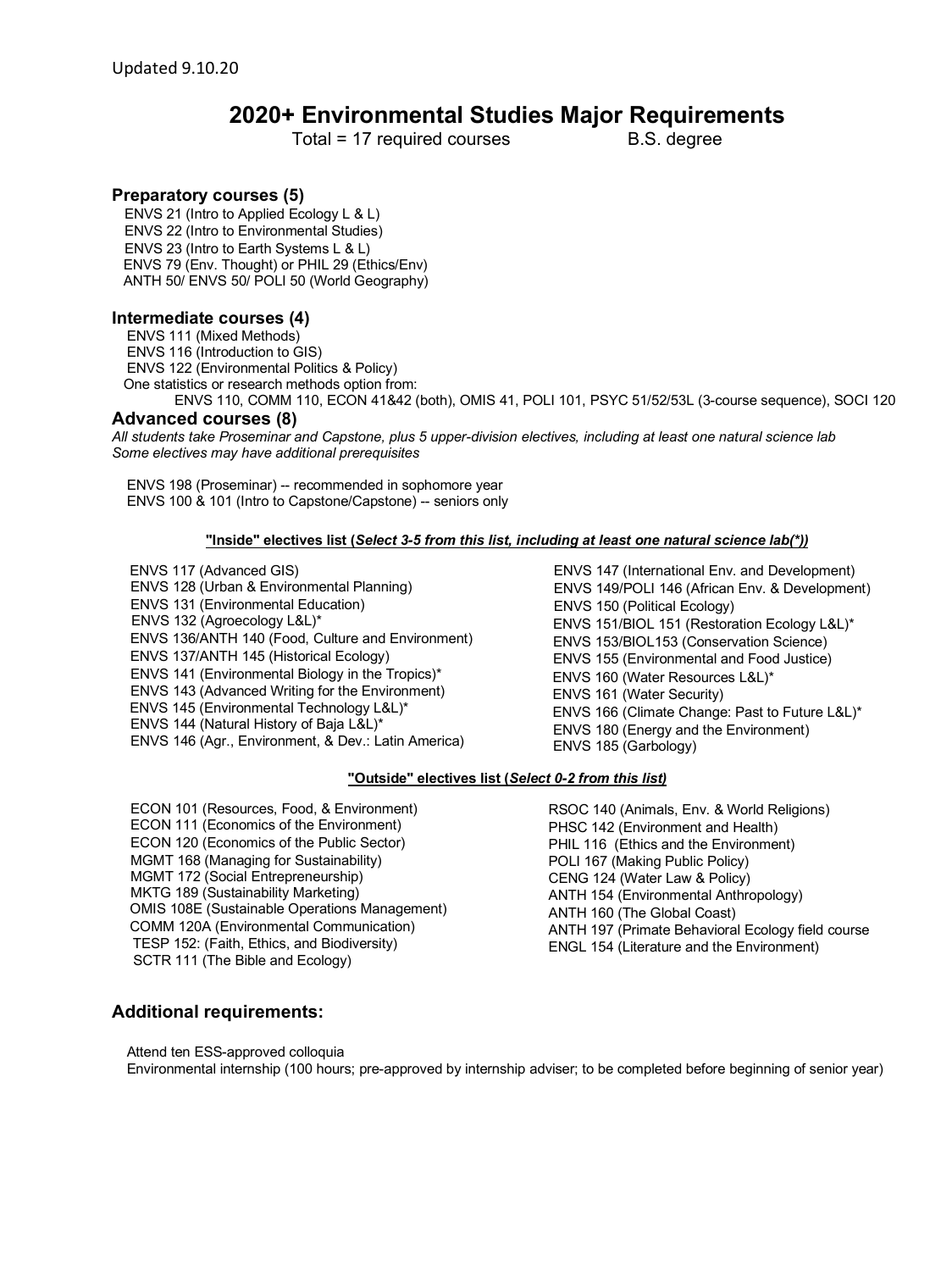Updated 9.10.20

# 2020+ Environmental Studies Major Requirements

Total = 17 required courses B.S. degree

## Preparatory courses (5)

ENVS 21 (Intro to Applied Ecology L & L)
ENVS 22 (Intro to Environmental Studies)
ENVS 23 (Intro to Earth Systems L & L)
ENVS 79 (Env. Thought) or PHIL 29 (Ethics/Env)
ANTH 50/ ENVS 50/ POLI 50 (World Geography)

## Intermediate courses (4)

ENVS 111 (Mixed Methods)
ENVS 116 (Introduction to GIS)
ENVS 122 (Environmental Politics & Policy)
One statistics or research methods option from:
ENVS 110, COMM 110, ECON 41&42 (both), OMIS 41, POLI 101, PSYC 51/52/53L (3-course sequence), SOCI 120

## Advanced courses (8)

*All students take Proseminar and Capstone, plus 5 upper-division electives, including at least one natural science lab*
*Some electives may have additional prerequisites*

ENVS 198 (Proseminar) -- recommended in sophomore year
ENVS 100 & 101 (Intro to Capstone/Capstone) -- seniors only

### "Inside" electives list (*Select 3-5 from this list, including at least one natural science lab(*)*)

ENVS 117 (Advanced GIS)
ENVS 128 (Urban & Environmental Planning)
ENVS 131 (Environmental Education)
ENVS 132 (Agroecology L&L)*
ENVS 136/ANTH 140 (Food, Culture and Environment)
ENVS 137/ANTH 145 (Historical Ecology)
ENVS 141 (Environmental Biology in the Tropics)*
ENVS 143 (Advanced Writing for the Environment)
ENVS 145 (Environmental Technology L&L)*
ENVS 144 (Natural History of Baja L&L)*
ENVS 146 (Agr., Environment, & Dev.: Latin America)
ENVS 147 (International Env. and Development)
ENVS 149/POLI 146 (African Env. & Development)
ENVS 150 (Political Ecology)
ENVS 151/BIOL 151 (Restoration Ecology L&L)*
ENVS 153/BIOL153 (Conservation Science)
ENVS 155 (Environmental and Food Justice)
ENVS 160 (Water Resources L&L)*
ENVS 161 (Water Security)
ENVS 166 (Climate Change: Past to Future L&L)*
ENVS 180 (Energy and the Environment)
ENVS 185 (Garbology)

### "Outside" electives list (*Select 0-2 from this list*)

ECON 101 (Resources, Food, & Environment)
ECON 111 (Economics of the Environment)
ECON 120 (Economics of the Public Sector)
MGMT 168 (Managing for Sustainability)
MGMT 172 (Social Entrepreneurship)
MKTG 189 (Sustainability Marketing)
OMIS 108E (Sustainable Operations Management)
COMM 120A (Environmental Communication)
TESP 152: (Faith, Ethics, and Biodiversity)
SCTR 111 (The Bible and Ecology)
RSOC 140 (Animals, Env. & World Religions)
PHSC 142 (Environment and Health)
PHIL 116 (Ethics and the Environment)
POLI 167 (Making Public Policy)
CENG 124 (Water Law & Policy)
ANTH 154 (Environmental Anthropology)
ANTH 160 (The Global Coast)
ANTH 197 (Primate Behavioral Ecology field course
ENGL 154 (Literature and the Environment)

## Additional requirements:

Attend ten ESS-approved colloquia
Environmental internship (100 hours; pre-approved by internship adviser; to be completed before beginning of senior year)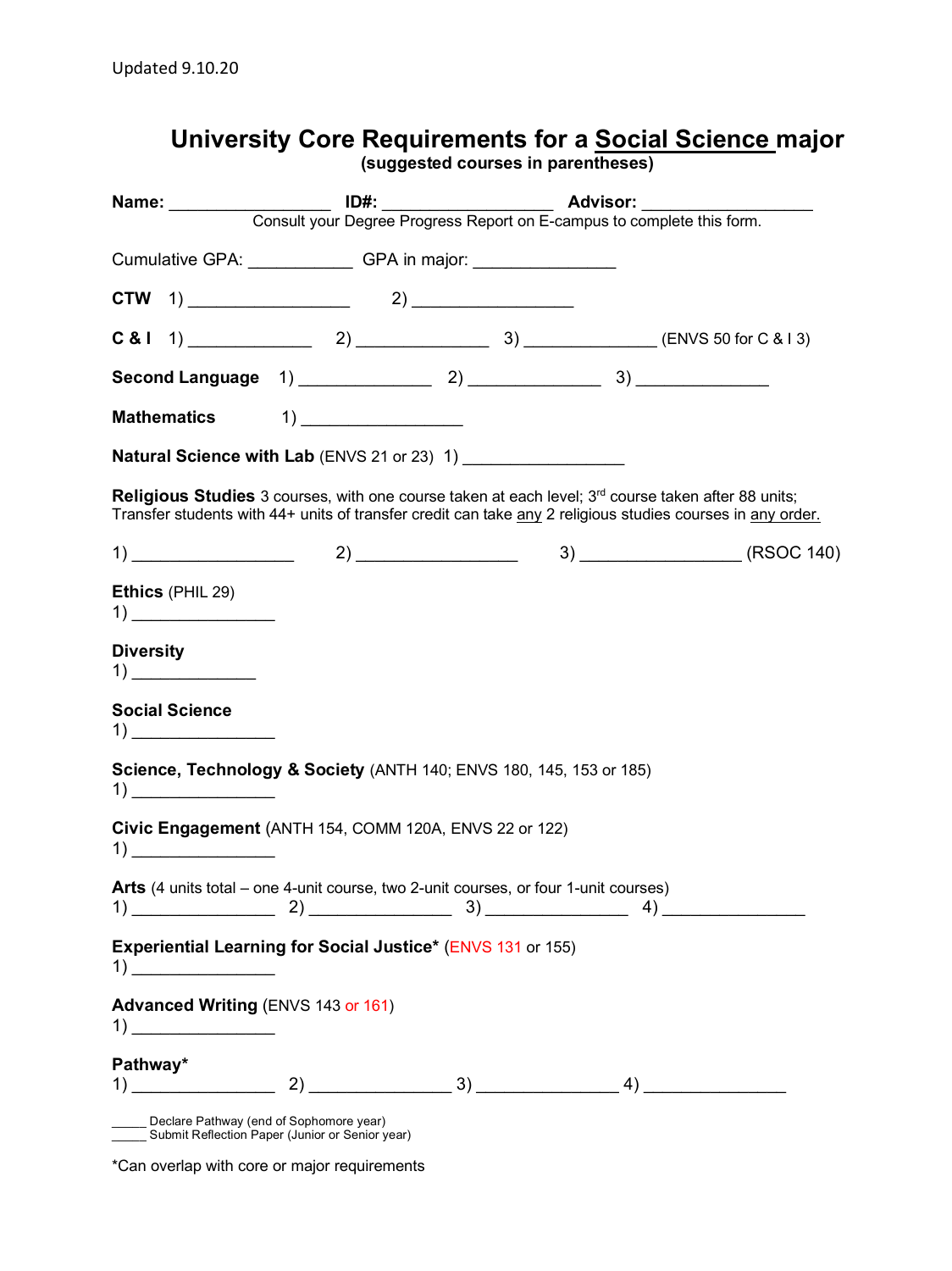Updated 9.10.20

# University Core Requirements for a Social Science major

**(suggested courses in parentheses)**

**Name:** ________________ **ID#:** _________________ **Advisor:** _________________

Consult your Degree Progress Report on E-campus to complete this form.

Cumulative GPA: ___________ GPA in major: ______________

**CTW** 1) _________________ 2) _________________

**C & I** 1) _____________ 2) ______________ 3) ______________ (ENVS 50 for C & I 3)

**Second Language** 1) ______________ 2) ______________ 3) ______________

**Mathematics** 1) _________________

**Natural Science with Lab** (ENVS 21 or 23) 1) _________________

**Religious Studies** 3 courses, with one course taken at each level; 3rd course taken after 88 units; Transfer students with 44+ units of transfer credit can take any 2 religious studies courses in any order.

1) _________________ 2) _________________ 3) _________________ (RSOC 140)

**Ethics** (PHIL 29)
1) _______________

**Diversity**
1) _____________

**Social Science**
1) _______________

**Science, Technology & Society** (ANTH 140; ENVS 180, 145, 153 or 185)
1) _______________

**Civic Engagement** (ANTH 154, COMM 120A, ENVS 22 or 122)
1) _______________

**Arts** (4 units total – one 4-unit course, two 2-unit courses, or four 1-unit courses)
1) _______________ 2) _______________ 3) _______________ 4) _______________

**Experiential Learning for Social Justice*** (ENVS 131 or 155)
1) _______________

**Advanced Writing** (ENVS 143 or 161)
1) _______________

**Pathway***
1) _______________ 2) _______________ 3) _______________ 4) _______________

_____ Declare Pathway (end of Sophomore year)
_____ Submit Reflection Paper (Junior or Senior year)

*Can overlap with core or major requirements